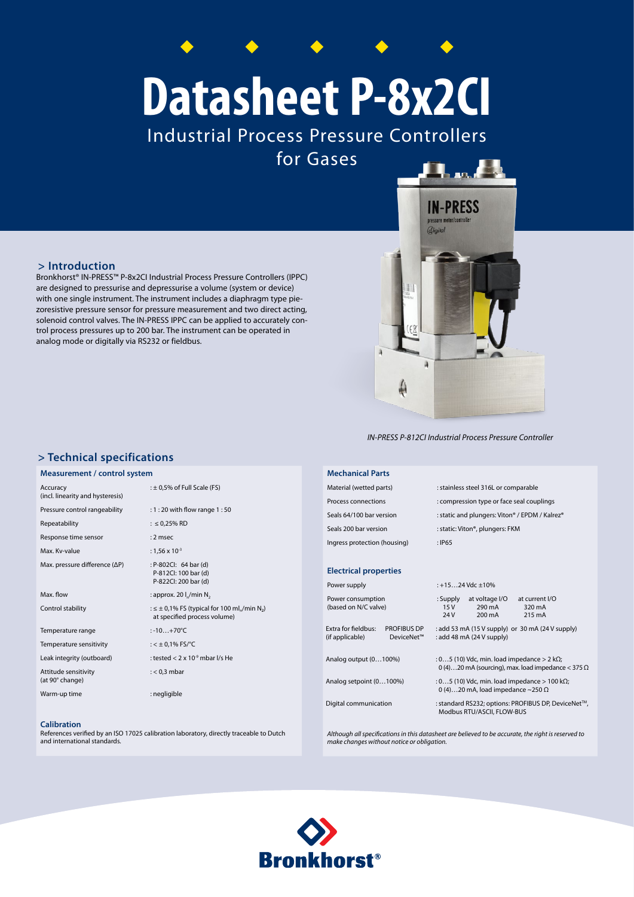# Datasheet P-8x2CI

Industrial Process Pressure Controllers for Gases

## > Introduction

Bronkhorst® IN-PRESS™ P-8x2CI Industrial Process Pressure Controllers (IPPC) are designed to pressurise and depressurise a volume (system or device) with one single instrument. The instrument includes a diaphragm type piezoresistive pressure sensor for pressure measurement and two direct acting, solenoid control valves. The IN-PRESS IPPC can be applied to accurately control process pressures up to 200 bar. The instrument can be operated in analog mode or digitally via RS232 or fieldbus.

*IN-PRESS P-812CI Industrial Process Pressure Controller*

## > Technical specifications

### Measurement / control system

| | |
|---|---|
| Accuracy (incl. linearity and hysteresis) | : ± 0,5% of Full Scale (FS) |
| Pressure control rangeability | : 1 : 20 with flow range 1 : 50 |
| Repeatability | : ≤ 0,25% RD |
| Response time sensor | : 2 msec |
| Max. Kv-value | : $1{,}56 \times 10^{-3}$ |
| Max. pressure difference (ΔP) | : P-802CI: 64 bar (d)<br>P-812CI: 100 bar (d)<br>P-822CI: 200 bar (d) |
| Max. flow | : approx. 20 $l_n$/min $N_2$ |
| Control stability | : ≤ ± 0,1% FS (typical for 100 $ml_n$/min $N_2$) at specified process volume) |
| Temperature range | : -10…+70°C |
| Temperature sensitivity | : < ± 0,1% FS/°C |
| Leak integrity (outboard) | : tested < $2 \times 10^{-9}$ mbar l/s He |
| Attitude sensitivity (at 90° change) | : < 0,3 mbar |
| Warm-up time | : negligible |

### Calibration

References verified by an ISO 17025 calibration laboratory, directly traceable to Dutch and international standards.

### Mechanical Parts

| | |
|---|---|
| Material (wetted parts) | : stainless steel 316L or comparable |
| Process connections | : compression type or face seal couplings |
| Seals 64/100 bar version | : static and plungers: Viton® / EPDM / Kalrez® |
| Seals 200 bar version | : static: Viton®, plungers: FKM |
| Ingress protection (housing) | : IP65 |

### Electrical properties

| | | | |
|---|---|---|---|
| Power supply | : +15…24 Vdc ±10% | | |
| Power consumption (based on N/C valve) | : Supply | at voltage I/O | at current I/O |
| | 15 V | 290 mA | 320 mA |
| | 24 V | 200 mA | 215 mA |
| Extra for fieldbus: (if applicable) PROFIBUS DP | : add 53 mA (15 V supply) or 30 mA (24 V supply) | | |
| DeviceNet™ | : add 48 mA (24 V supply) | | |
| Analog output (0…100%) | : 0…5 (10) Vdc, min. load impedance > 2 kΩ;<br>0 (4)…20 mA (sourcing), max. load impedance < 375 Ω | | |
| Analog setpoint (0…100%) | : 0…5 (10) Vdc, min. load impedance > 100 kΩ;<br>0 (4)…20 mA, load impedance ~250 Ω | | |
| Digital communication | : standard RS232; options: PROFIBUS DP, DeviceNet™, Modbus RTU/ASCII, FLOW-BUS | | |

*Although all specifications in this datasheet are believed to be accurate, the right is reserved to make changes without notice or obligation.*

Bronkhorst®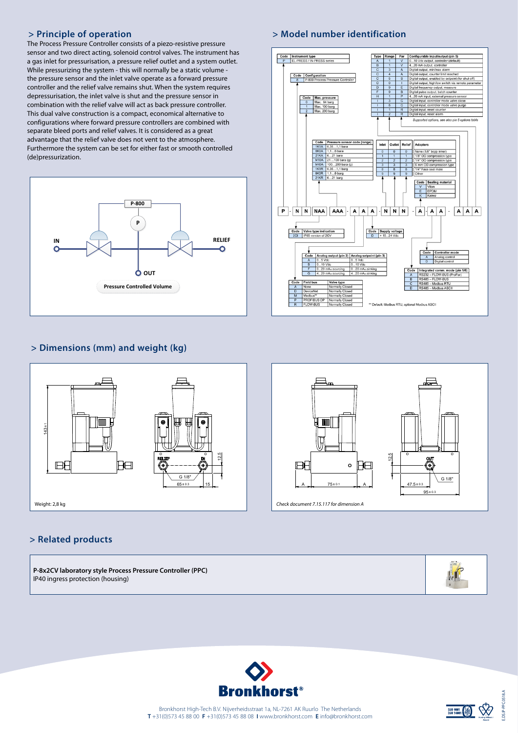## > Principle of operation

The Process Pressure Controller consists of a piezo-resistive pressure sensor and two direct acting, solenoid control valves. The instrument has a gas inlet for pressurisation, a pressure relief outlet and a system outlet. While pressurizing the system - this will normally be a static volume - the pressure sensor and the inlet valve operate as a forward pressure controller and the relief valve remains shut. When the system requires depressurisation, the inlet valve is shut and the pressure sensor in combination with the relief valve will act as back pressure controller. This dual valve construction is a compact, economical alternative to configurations where forward pressure controllers are combined with separate bleed ports and relief valves. It is considered as a great advantage that the relief valve does not vent to the atmosphere. Furthermore the system can be set for either fast or smooth controlled (de)pressurization.

P-800
P
IN
RELIEF
OUT
Pressure Controlled Volume

## > Model number identification

| Code | Instrument type |
|---|---|
| P | EL-PRESS / IN-PRESS series |

| Code | Configuration |
|---|---|
| 8 | P-800 Process Pressure Controller |

| Code | Max. pressure |
|---|---|
| 0 | Max. 64 barg |
| 1 | Max. 100 barg |
| 2 | Max. 200 barg |

| Code | Pressure sensor code (range) |
|---|---|
| 1K1A | 0,35...1,1 bara |
| 6K0A | 1,1...6 bara |
| 21KA | 6...21 bara |
| M10A | 21...100 bara (g) |
| M40A | 100...200 bara (g) |
| 1K1R | 0,35...1,1 barg |
| 6K0R | 1,1...6 barg |
| 21KR | 6...21 barg |

| Type | Range | Par | Configurable input/output (pin 5) |
|---|---|---|---|
| A | 1 | V | 0...10 Vdc output, controller (default) |
| B | 1 | V | 4...20 mA output, controller |
| C | 3 | A | Digital output, min/max alarm |
| C | 4 | A | Digital output, counter limit reached |
| C | 5 | S | Digital output, enabled by setpoint (for shut-off) |
| C | 0 | I | Digital output, high/low switch via remote parameter |
| D | 9 | E | Digital frequency output, measure |
| F | 9 | B | Digital pulse output, batch counter |
| H | 1 | P | 4...20 mA input, external pressure sensor |
| I | 3 | C | Digital input, controller mode valve close |
| I | 8 | C | Digital input, controller mode valve purge |
| I | 1 | R | Digital input, reset counter |
| I | 2 | R | Digital input, reset alarm |

*Supported options, see also pin 5 options table*

| Inlet | Outlet | Relief | Adapters |
|---|---|---|---|
| 0 | 0 | 0 | None (1/8" BSPP inner) |
| 1 | 1 | 1 | 1/8" OD compression type |
| 2 | 2 | 2 | 1/4" OD compression type |
| 3 | 3 | 3 | 6 mm OD compression type |
| 8 | 8 | 8 | 1/4" Face seal male |
| 9 | 9 | 9 | Other |

| Code | Sealing material |
|---|---|
| V | Viton |
| E | EPDM |
| K | Kalrez |

P - N N NAA AAA - A A A - N N N - A A A - A A A

| Code | Valve type indication |
|---|---|
| 2CI | IP65 version of 2CV |

| Code | Supply voltage |
|---|---|
| D | + 15...24 Vdc |

| Code | Analog output (pin 2) | Analog setpoint (pin 3) |
|---|---|---|
| A | 0...5 Vdc | 0...5 Vdc |
| B | 0...10 Vdc | 0...10 Vdc |
| F | 0...20 mA sourcing | 0...20 mA sinking |
| G | 4...20 mA sourcing | 4...20 mA sinking |

| Code | Field bus | Valve type |
|---|---|---|
| A | None | Normally Closed |
| D | DeviceNet | Normally Closed |
| M | Modbus** | Normally Closed |
| P | PROFIBUS DP | Normally Closed |
| R | FLOW-BUS | Normally Closed |

| Code | Controller mode |
|---|---|
| A | Analog control |
| D | Digital control |

| Code | Integrated comm. mode (pin 1/6) |
|---|---|
| A | RS232 – FLOW-BUS (ProPar) |
| B | RS485 – FLOW-BUS |
| C | RS485 – Modbus RTU |
| D | RS485 – Modbus ASCII |

** Default: Modbus RTU, optional Modbus ASCII

## > Dimensions (mm) and weight (kg)

143±1
RELIEF
IN
12,5
G 1/8"
65±0.3
15

Weight: 2,8 kg

A
75±0.1
A
12,5
OUT
G 1/8"
47,5±0.3
95±0.3

*Check document 7.15.117 for dimension A*

## > Related products

**P-8x2CV laboratory style Process Pressure Controller (PPC)**
IP40 ingress protection (housing)

Bronkhorst®

Bronkhorst High-Tech B.V. Nijverheidsstraat 1a, NL-7261 AK Ruurlo The Netherlands
**T** +31(0)573 45 88 00 **F** +31(0)573 45 88 08 **I** www.bronkhorst.com **E** info@bronkhorst.com

E.DS.P-PPC.0518.A